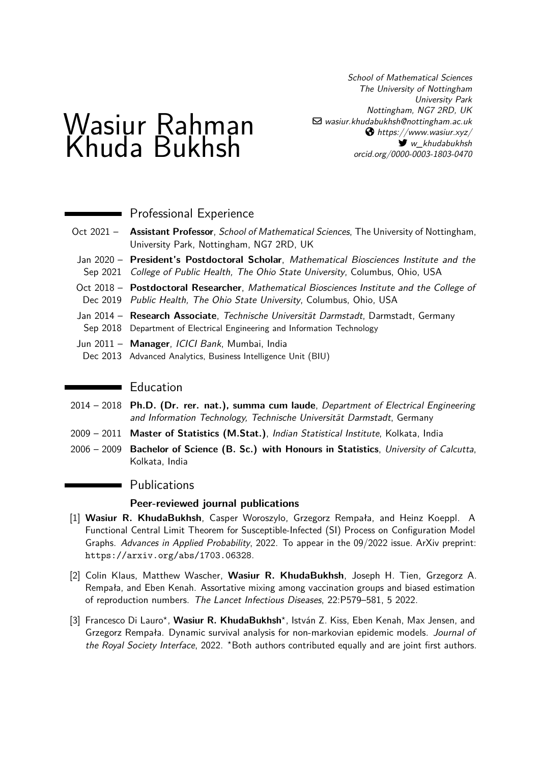# Wasiur Rahman Khuda Bukhsh

*School of Mathematical Sciences*
*The University of Nottingham*
*University Park*
*Nottingham, NG7 2RD, UK*
*wasiur.khudabukhsh@nottingham.ac.uk*
*https://www.wasiur.xyz/*
*w_khudabukhsh*
*orcid.org/0000-0003-1803-0470*

## Professional Experience

- **Oct 2021 –** **Assistant Professor**, *School of Mathematical Sciences*, The University of Nottingham, University Park, Nottingham, NG7 2RD, UK
- **Jan 2020 – Sep 2021** **President's Postdoctoral Scholar**, *Mathematical Biosciences Institute and the College of Public Health, The Ohio State University*, Columbus, Ohio, USA
- **Oct 2018 – Dec 2019** **Postdoctoral Researcher**, *Mathematical Biosciences Institute and the College of Public Health, The Ohio State University*, Columbus, Ohio, USA
- **Jan 2014 – Sep 2018** **Research Associate**, *Technische Universität Darmstadt*, Darmstadt, Germany
  Department of Electrical Engineering and Information Technology
- **Jun 2011 – Dec 2013** **Manager**, *ICICI Bank*, Mumbai, India
  Advanced Analytics, Business Intelligence Unit (BIU)

## Education

- **2014 – 2018** **Ph.D. (Dr. rer. nat.), summa cum laude**, *Department of Electrical Engineering and Information Technology, Technische Universität Darmstadt*, Germany
- **2009 – 2011** **Master of Statistics (M.Stat.)**, *Indian Statistical Institute*, Kolkata, India
- **2006 – 2009** **Bachelor of Science (B. Sc.) with Honours in Statistics**, *University of Calcutta*, Kolkata, India

## Publications

### Peer-reviewed journal publications

[1] **Wasiur R. KhudaBukhsh**, Casper Woroszylo, Grzegorz Rempała, and Heinz Koeppl. A Functional Central Limit Theorem for Susceptible-Infected (SI) Process on Configuration Model Graphs. *Advances in Applied Probability*, 2022. To appear in the 09/2022 issue. ArXiv preprint: `https://arxiv.org/abs/1703.06328`.

[2] Colin Klaus, Matthew Wascher, **Wasiur R. KhudaBukhsh**, Joseph H. Tien, Grzegorz A. Rempała, and Eben Kenah. Assortative mixing among vaccination groups and biased estimation of reproduction numbers. *The Lancet Infectious Diseases*, 22:P579–581, 5 2022.

[3] Francesco Di Lauro*, **Wasiur R. KhudaBukhsh***, István Z. Kiss, Eben Kenah, Max Jensen, and Grzegorz Rempała. Dynamic survival analysis for non-markovian epidemic models. *Journal of the Royal Society Interface*, 2022. *Both authors contributed equally and are joint first authors.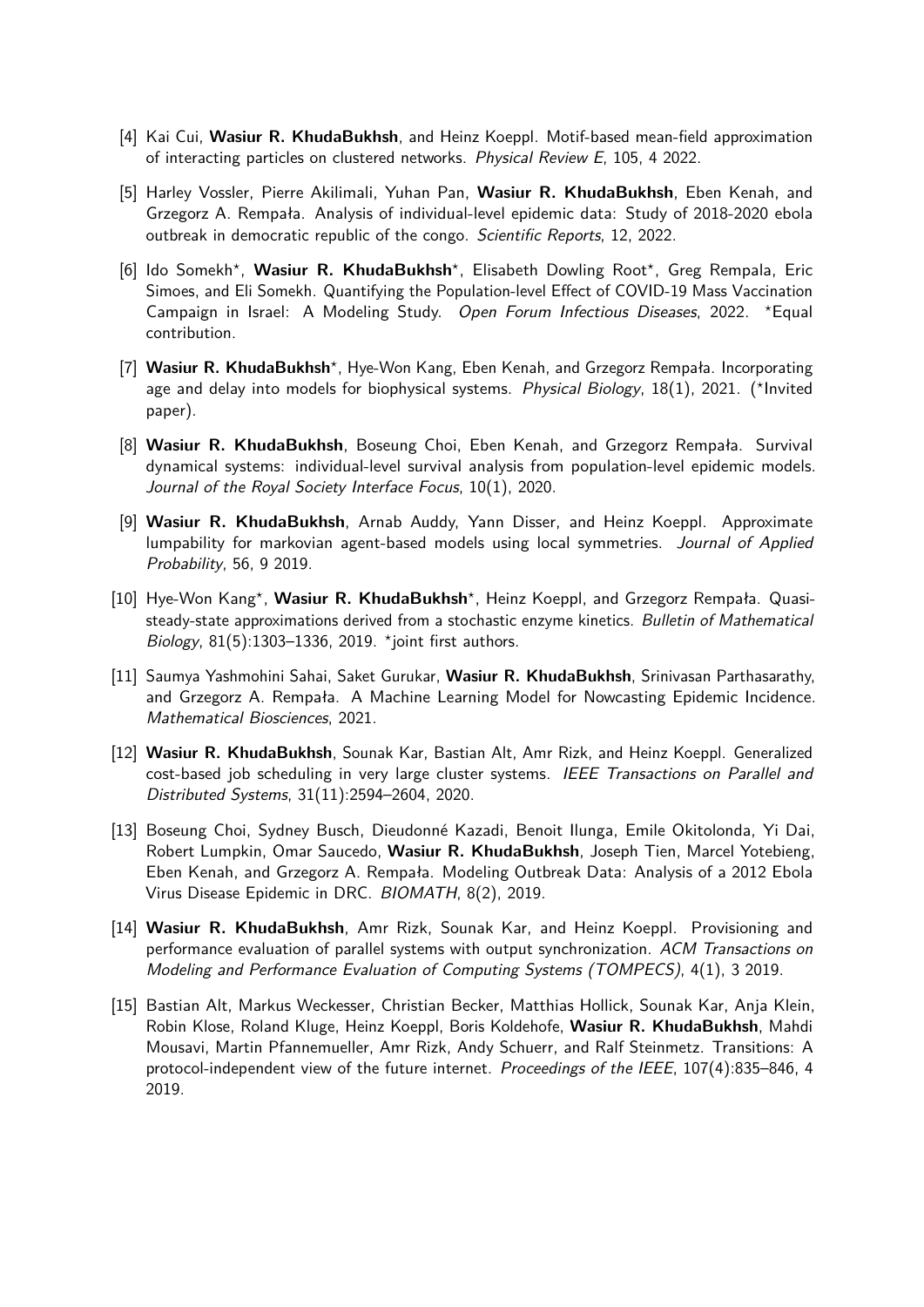[4] Kai Cui, **Wasiur R. KhudaBukhsh**, and Heinz Koeppl. Motif-based mean-field approximation of interacting particles on clustered networks. *Physical Review E*, 105, 4 2022.

[5] Harley Vossler, Pierre Akilimali, Yuhan Pan, **Wasiur R. KhudaBukhsh**, Eben Kenah, and Grzegorz A. Rempała. Analysis of individual-level epidemic data: Study of 2018-2020 ebola outbreak in democratic republic of the congo. *Scientific Reports*, 12, 2022.

[6] Ido Somekh*, **Wasiur R. KhudaBukhsh***, Elisabeth Dowling Root*, Greg Rempala, Eric Simoes, and Eli Somekh. Quantifying the Population-level Effect of COVID-19 Mass Vaccination Campaign in Israel: A Modeling Study. *Open Forum Infectious Diseases*, 2022. *Equal contribution.

[7] **Wasiur R. KhudaBukhsh***, Hye-Won Kang, Eben Kenah, and Grzegorz Rempała. Incorporating age and delay into models for biophysical systems. *Physical Biology*, 18(1), 2021. (*Invited paper).

[8] **Wasiur R. KhudaBukhsh**, Boseung Choi, Eben Kenah, and Grzegorz Rempała. Survival dynamical systems: individual-level survival analysis from population-level epidemic models. *Journal of the Royal Society Interface Focus*, 10(1), 2020.

[9] **Wasiur R. KhudaBukhsh**, Arnab Auddy, Yann Disser, and Heinz Koeppl. Approximate lumpability for markovian agent-based models using local symmetries. *Journal of Applied Probability*, 56, 9 2019.

[10] Hye-Won Kang*, **Wasiur R. KhudaBukhsh***, Heinz Koeppl, and Grzegorz Rempała. Quasi-steady-state approximations derived from a stochastic enzyme kinetics. *Bulletin of Mathematical Biology*, 81(5):1303–1336, 2019. *joint first authors.

[11] Saumya Yashmohini Sahai, Saket Gurukar, **Wasiur R. KhudaBukhsh**, Srinivasan Parthasarathy, and Grzegorz A. Rempała. A Machine Learning Model for Nowcasting Epidemic Incidence. *Mathematical Biosciences*, 2021.

[12] **Wasiur R. KhudaBukhsh**, Sounak Kar, Bastian Alt, Amr Rizk, and Heinz Koeppl. Generalized cost-based job scheduling in very large cluster systems. *IEEE Transactions on Parallel and Distributed Systems*, 31(11):2594–2604, 2020.

[13] Boseung Choi, Sydney Busch, Dieudonné Kazadi, Benoit Ilunga, Emile Okitolonda, Yi Dai, Robert Lumpkin, Omar Saucedo, **Wasiur R. KhudaBukhsh**, Joseph Tien, Marcel Yotebieng, Eben Kenah, and Grzegorz A. Rempała. Modeling Outbreak Data: Analysis of a 2012 Ebola Virus Disease Epidemic in DRC. *BIOMATH*, 8(2), 2019.

[14] **Wasiur R. KhudaBukhsh**, Amr Rizk, Sounak Kar, and Heinz Koeppl. Provisioning and performance evaluation of parallel systems with output synchronization. *ACM Transactions on Modeling and Performance Evaluation of Computing Systems (TOMPECS)*, 4(1), 3 2019.

[15] Bastian Alt, Markus Weckesser, Christian Becker, Matthias Hollick, Sounak Kar, Anja Klein, Robin Klose, Roland Kluge, Heinz Koeppl, Boris Koldehofe, **Wasiur R. KhudaBukhsh**, Mahdi Mousavi, Martin Pfannemueller, Amr Rizk, Andy Schuerr, and Ralf Steinmetz. Transitions: A protocol-independent view of the future internet. *Proceedings of the IEEE*, 107(4):835–846, 4 2019.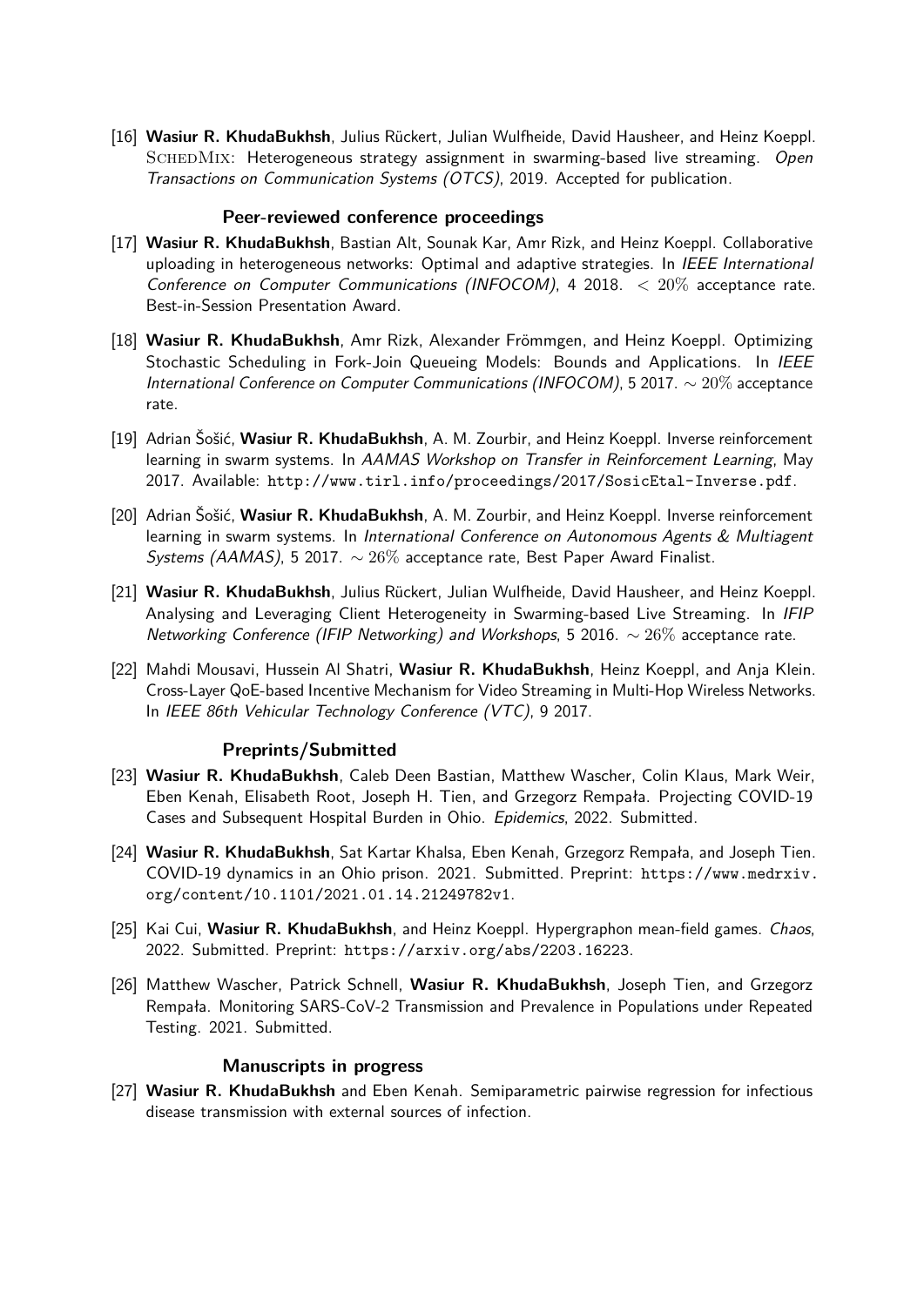[16] **Wasiur R. KhudaBukhsh**, Julius Rückert, Julian Wulfheide, David Hausheer, and Heinz Koeppl. SchedMix: Heterogeneous strategy assignment in swarming-based live streaming. *Open Transactions on Communication Systems (OTCS)*, 2019. Accepted for publication.

### Peer-reviewed conference proceedings

[17] **Wasiur R. KhudaBukhsh**, Bastian Alt, Sounak Kar, Amr Rizk, and Heinz Koeppl. Collaborative uploading in heterogeneous networks: Optimal and adaptive strategies. In *IEEE International Conference on Computer Communications (INFOCOM)*, 4 2018. $< 20\%$ acceptance rate. Best-in-Session Presentation Award.

[18] **Wasiur R. KhudaBukhsh**, Amr Rizk, Alexander Frömmgen, and Heinz Koeppl. Optimizing Stochastic Scheduling in Fork-Join Queueing Models: Bounds and Applications. In *IEEE International Conference on Computer Communications (INFOCOM)*, 5 2017. $\sim 20\%$ acceptance rate.

[19] Adrian Šošić, **Wasiur R. KhudaBukhsh**, A. M. Zourbir, and Heinz Koeppl. Inverse reinforcement learning in swarm systems. In *AAMAS Workshop on Transfer in Reinforcement Learning*, May 2017. Available: `http://www.tirl.info/proceedings/2017/SosicEtal-Inverse.pdf`.

[20] Adrian Šošić, **Wasiur R. KhudaBukhsh**, A. M. Zourbir, and Heinz Koeppl. Inverse reinforcement learning in swarm systems. In *International Conference on Autonomous Agents & Multiagent Systems (AAMAS)*, 5 2017. $\sim 26\%$ acceptance rate, Best Paper Award Finalist.

[21] **Wasiur R. KhudaBukhsh**, Julius Rückert, Julian Wulfheide, David Hausheer, and Heinz Koeppl. Analysing and Leveraging Client Heterogeneity in Swarming-based Live Streaming. In *IFIP Networking Conference (IFIP Networking) and Workshops*, 5 2016. $\sim 26\%$ acceptance rate.

[22] Mahdi Mousavi, Hussein Al Shatri, **Wasiur R. KhudaBukhsh**, Heinz Koeppl, and Anja Klein. Cross-Layer QoE-based Incentive Mechanism for Video Streaming in Multi-Hop Wireless Networks. In *IEEE 86th Vehicular Technology Conference (VTC)*, 9 2017.

### Preprints/Submitted

[23] **Wasiur R. KhudaBukhsh**, Caleb Deen Bastian, Matthew Wascher, Colin Klaus, Mark Weir, Eben Kenah, Elisabeth Root, Joseph H. Tien, and Grzegorz Rempała. Projecting COVID-19 Cases and Subsequent Hospital Burden in Ohio. *Epidemics*, 2022. Submitted.

[24] **Wasiur R. KhudaBukhsh**, Sat Kartar Khalsa, Eben Kenah, Grzegorz Rempała, and Joseph Tien. COVID-19 dynamics in an Ohio prison. 2021. Submitted. Preprint: `https://www.medrxiv.org/content/10.1101/2021.01.14.21249782v1`.

[25] Kai Cui, **Wasiur R. KhudaBukhsh**, and Heinz Koeppl. Hypergraphon mean-field games. *Chaos*, 2022. Submitted. Preprint: `https://arxiv.org/abs/2203.16223`.

[26] Matthew Wascher, Patrick Schnell, **Wasiur R. KhudaBukhsh**, Joseph Tien, and Grzegorz Rempała. Monitoring SARS-CoV-2 Transmission and Prevalence in Populations under Repeated Testing. 2021. Submitted.

### Manuscripts in progress

[27] **Wasiur R. KhudaBukhsh** and Eben Kenah. Semiparametric pairwise regression for infectious disease transmission with external sources of infection.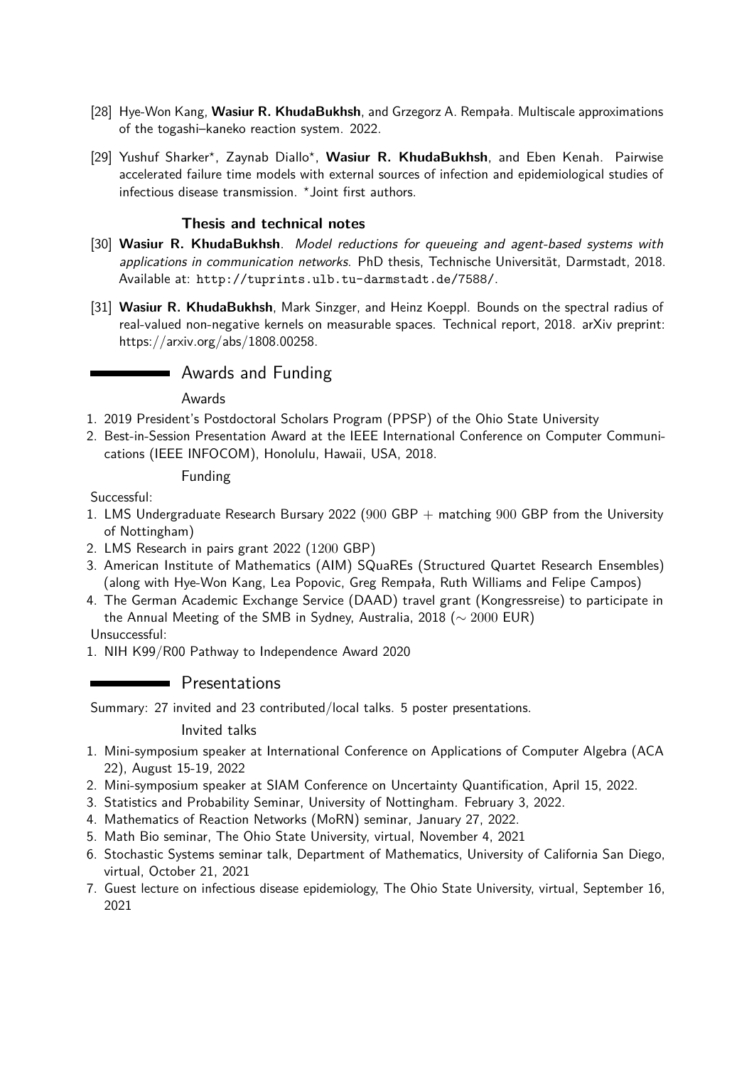[28] Hye-Won Kang, **Wasiur R. KhudaBukhsh**, and Grzegorz A. Rempała. Multiscale approximations of the togashi–kaneko reaction system. 2022.

[29] Yushuf Sharker*, Zaynab Diallo*, **Wasiur R. KhudaBukhsh**, and Eben Kenah. Pairwise accelerated failure time models with external sources of infection and epidemiological studies of infectious disease transmission. *Joint first authors.

### Thesis and technical notes

[30] **Wasiur R. KhudaBukhsh**. *Model reductions for queueing and agent-based systems with applications in communication networks*. PhD thesis, Technische Universität, Darmstadt, 2018. Available at: `http://tuprints.ulb.tu-darmstadt.de/7588/`.

[31] **Wasiur R. KhudaBukhsh**, Mark Sinzger, and Heinz Koeppl. Bounds on the spectral radius of real-valued non-negative kernels on measurable spaces. Technical report, 2018. arXiv preprint: https://arxiv.org/abs/1808.00258.

## Awards and Funding

### Awards

1. 2019 President's Postdoctoral Scholars Program (PPSP) of the Ohio State University
2. Best-in-Session Presentation Award at the IEEE International Conference on Computer Communications (IEEE INFOCOM), Honolulu, Hawaii, USA, 2018.

### Funding

Successful:

1. LMS Undergraduate Research Bursary 2022 ($900$ GBP + matching $900$ GBP from the University of Nottingham)
2. LMS Research in pairs grant 2022 ($1200$ GBP)
3. American Institute of Mathematics (AIM) SQuaREs (Structured Quartet Research Ensembles) (along with Hye-Won Kang, Lea Popovic, Greg Rempała, Ruth Williams and Felipe Campos)
4. The German Academic Exchange Service (DAAD) travel grant (Kongressreise) to participate in the Annual Meeting of the SMB in Sydney, Australia, 2018 ($\sim 2000$ EUR)

Unsuccessful:

1. NIH K99/R00 Pathway to Independence Award 2020

## Presentations

Summary: 27 invited and 23 contributed/local talks. 5 poster presentations.

### Invited talks

1. Mini-symposium speaker at International Conference on Applications of Computer Algebra (ACA 22), August 15-19, 2022
2. Mini-symposium speaker at SIAM Conference on Uncertainty Quantification, April 15, 2022.
3. Statistics and Probability Seminar, University of Nottingham. February 3, 2022.
4. Mathematics of Reaction Networks (MoRN) seminar, January 27, 2022.
5. Math Bio seminar, The Ohio State University, virtual, November 4, 2021
6. Stochastic Systems seminar talk, Department of Mathematics, University of California San Diego, virtual, October 21, 2021
7. Guest lecture on infectious disease epidemiology, The Ohio State University, virtual, September 16, 2021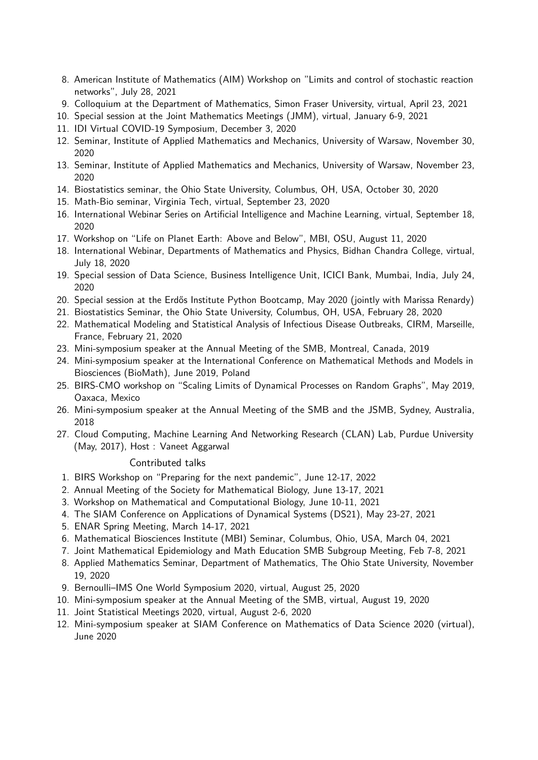8. American Institute of Mathematics (AIM) Workshop on "Limits and control of stochastic reaction networks", July 28, 2021
9. Colloquium at the Department of Mathematics, Simon Fraser University, virtual, April 23, 2021
10. Special session at the Joint Mathematics Meetings (JMM), virtual, January 6-9, 2021
11. IDI Virtual COVID-19 Symposium, December 3, 2020
12. Seminar, Institute of Applied Mathematics and Mechanics, University of Warsaw, November 30, 2020
13. Seminar, Institute of Applied Mathematics and Mechanics, University of Warsaw, November 23, 2020
14. Biostatistics seminar, the Ohio State University, Columbus, OH, USA, October 30, 2020
15. Math-Bio seminar, Virginia Tech, virtual, September 23, 2020
16. International Webinar Series on Artificial Intelligence and Machine Learning, virtual, September 18, 2020
17. Workshop on "Life on Planet Earth: Above and Below", MBI, OSU, August 11, 2020
18. International Webinar, Departments of Mathematics and Physics, Bidhan Chandra College, virtual, July 18, 2020
19. Special session of Data Science, Business Intelligence Unit, ICICI Bank, Mumbai, India, July 24, 2020
20. Special session at the Erdős Institute Python Bootcamp, May 2020 (jointly with Marissa Renardy)
21. Biostatistics Seminar, the Ohio State University, Columbus, OH, USA, February 28, 2020
22. Mathematical Modeling and Statistical Analysis of Infectious Disease Outbreaks, CIRM, Marseille, France, February 21, 2020
23. Mini-symposium speaker at the Annual Meeting of the SMB, Montreal, Canada, 2019
24. Mini-symposium speaker at the International Conference on Mathematical Methods and Models in Biosciences (BioMath), June 2019, Poland
25. BIRS-CMO workshop on "Scaling Limits of Dynamical Processes on Random Graphs", May 2019, Oaxaca, Mexico
26. Mini-symposium speaker at the Annual Meeting of the SMB and the JSMB, Sydney, Australia, 2018
27. Cloud Computing, Machine Learning And Networking Research (CLAN) Lab, Purdue University (May, 2017), Host : Vaneet Aggarwal

### Contributed talks

1. BIRS Workshop on "Preparing for the next pandemic", June 12-17, 2022
2. Annual Meeting of the Society for Mathematical Biology, June 13-17, 2021
3. Workshop on Mathematical and Computational Biology, June 10-11, 2021
4. The SIAM Conference on Applications of Dynamical Systems (DS21), May 23-27, 2021
5. ENAR Spring Meeting, March 14-17, 2021
6. Mathematical Biosciences Institute (MBI) Seminar, Columbus, Ohio, USA, March 04, 2021
7. Joint Mathematical Epidemiology and Math Education SMB Subgroup Meeting, Feb 7-8, 2021
8. Applied Mathematics Seminar, Department of Mathematics, The Ohio State University, November 19, 2020
9. Bernoulli–IMS One World Symposium 2020, virtual, August 25, 2020
10. Mini-symposium speaker at the Annual Meeting of the SMB, virtual, August 19, 2020
11. Joint Statistical Meetings 2020, virtual, August 2-6, 2020
12. Mini-symposium speaker at SIAM Conference on Mathematics of Data Science 2020 (virtual), June 2020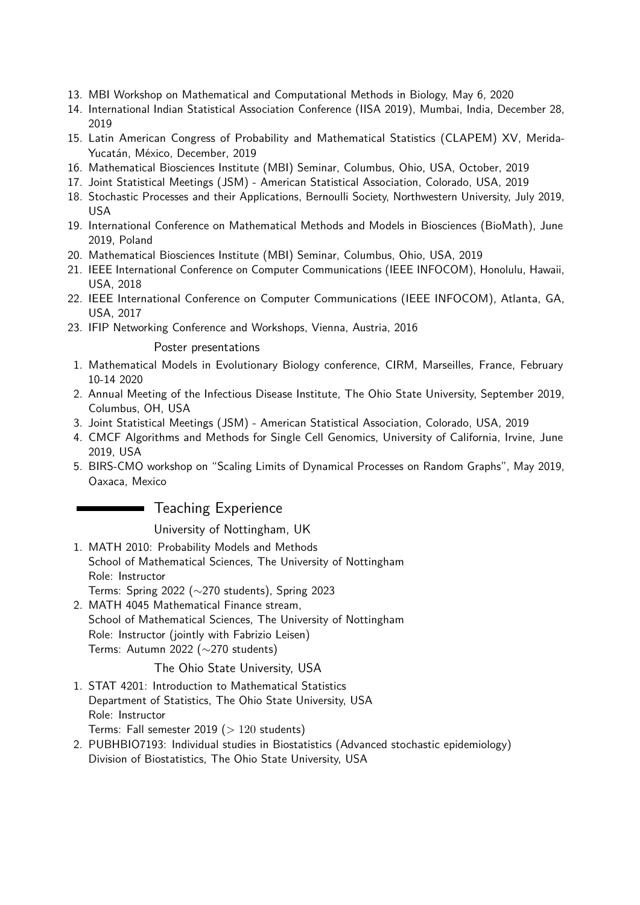13. MBI Workshop on Mathematical and Computational Methods in Biology, May 6, 2020
14. International Indian Statistical Association Conference (IISA 2019), Mumbai, India, December 28, 2019
15. Latin American Congress of Probability and Mathematical Statistics (CLAPEM) XV, Merida-Yucatán, México, December, 2019
16. Mathematical Biosciences Institute (MBI) Seminar, Columbus, Ohio, USA, October, 2019
17. Joint Statistical Meetings (JSM) - American Statistical Association, Colorado, USA, 2019
18. Stochastic Processes and their Applications, Bernoulli Society, Northwestern University, July 2019, USA
19. International Conference on Mathematical Methods and Models in Biosciences (BioMath), June 2019, Poland
20. Mathematical Biosciences Institute (MBI) Seminar, Columbus, Ohio, USA, 2019
21. IEEE International Conference on Computer Communications (IEEE INFOCOM), Honolulu, Hawaii, USA, 2018
22. IEEE International Conference on Computer Communications (IEEE INFOCOM), Atlanta, GA, USA, 2017
23. IFIP Networking Conference and Workshops, Vienna, Austria, 2016

### Poster presentations

1. Mathematical Models in Evolutionary Biology conference, CIRM, Marseilles, France, February 10-14 2020
2. Annual Meeting of the Infectious Disease Institute, The Ohio State University, September 2019, Columbus, OH, USA
3. Joint Statistical Meetings (JSM) - American Statistical Association, Colorado, USA, 2019
4. CMCF Algorithms and Methods for Single Cell Genomics, University of California, Irvine, June 2019, USA
5. BIRS-CMO workshop on "Scaling Limits of Dynamical Processes on Random Graphs", May 2019, Oaxaca, Mexico

## Teaching Experience

### University of Nottingham, UK

1. MATH 2010: Probability Models and Methods
   School of Mathematical Sciences, The University of Nottingham
   Role: Instructor
   Terms: Spring 2022 (∼270 students), Spring 2023
2. MATH 4045 Mathematical Finance stream,
   School of Mathematical Sciences, The University of Nottingham
   Role: Instructor (jointly with Fabrizio Leisen)
   Terms: Autumn 2022 (∼270 students)

### The Ohio State University, USA

1. STAT 4201: Introduction to Mathematical Statistics
   Department of Statistics, The Ohio State University, USA
   Role: Instructor
   Terms: Fall semester 2019 ($> 120$ students)
2. PUBHBIO7193: Individual studies in Biostatistics (Advanced stochastic epidemiology)
   Division of Biostatistics, The Ohio State University, USA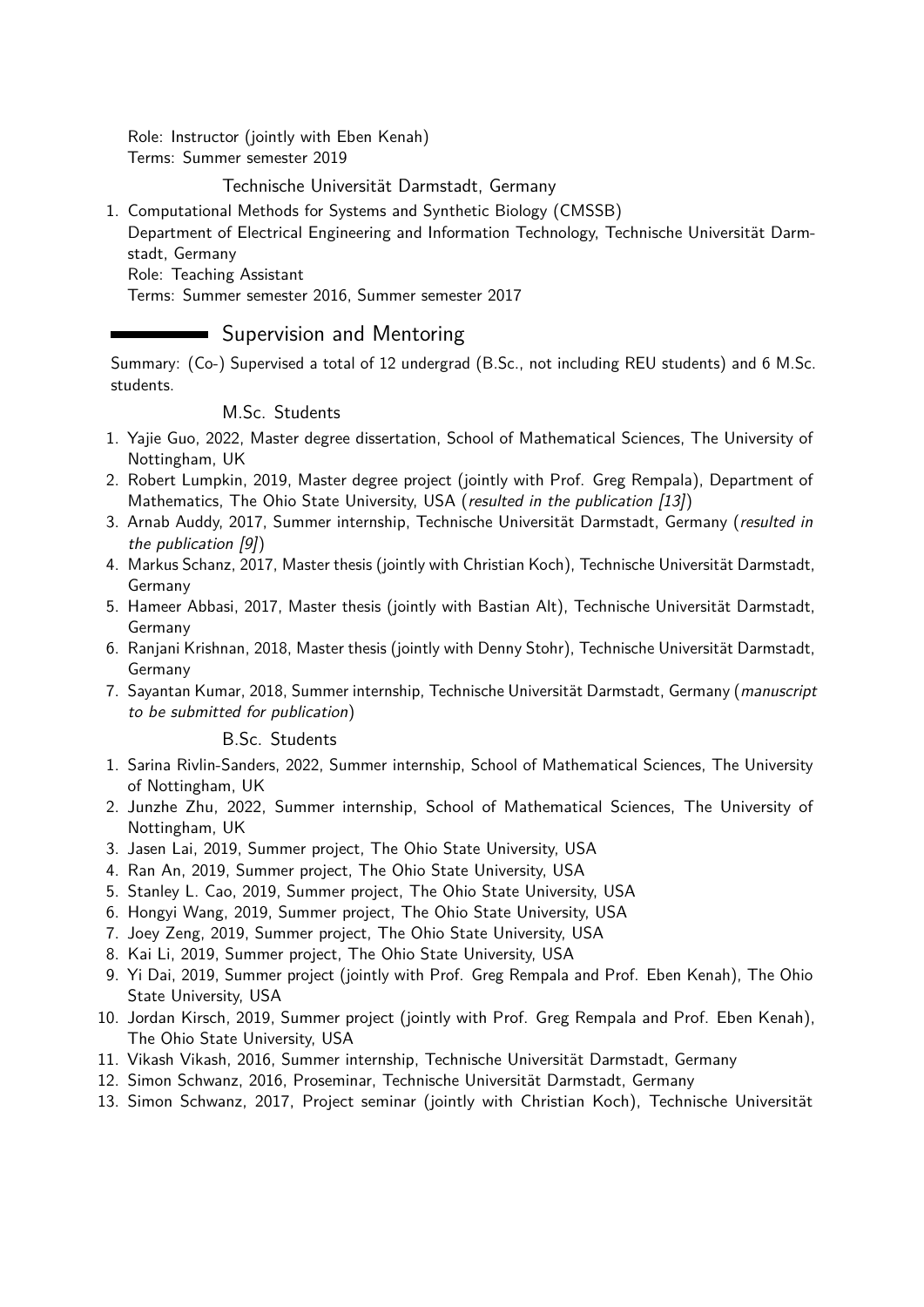Role: Instructor (jointly with Eben Kenah)
Terms: Summer semester 2019

### Technische Universität Darmstadt, Germany

1. Computational Methods for Systems and Synthetic Biology (CMSSB)
   Department of Electrical Engineering and Information Technology, Technische Universität Darmstadt, Germany
   Role: Teaching Assistant
   Terms: Summer semester 2016, Summer semester 2017

## Supervision and Mentoring

Summary: (Co-) Supervised a total of 12 undergrad (B.Sc., not including REU students) and 6 M.Sc. students.

### M.Sc. Students

1. Yajie Guo, 2022, Master degree dissertation, School of Mathematical Sciences, The University of Nottingham, UK
2. Robert Lumpkin, 2019, Master degree project (jointly with Prof. Greg Rempala), Department of Mathematics, The Ohio State University, USA (*resulted in the publication [13]*)
3. Arnab Auddy, 2017, Summer internship, Technische Universität Darmstadt, Germany (*resulted in the publication [9]*)
4. Markus Schanz, 2017, Master thesis (jointly with Christian Koch), Technische Universität Darmstadt, Germany
5. Hameer Abbasi, 2017, Master thesis (jointly with Bastian Alt), Technische Universität Darmstadt, Germany
6. Ranjani Krishnan, 2018, Master thesis (jointly with Denny Stohr), Technische Universität Darmstadt, Germany
7. Sayantan Kumar, 2018, Summer internship, Technische Universität Darmstadt, Germany (*manuscript to be submitted for publication*)

### B.Sc. Students

1. Sarina Rivlin-Sanders, 2022, Summer internship, School of Mathematical Sciences, The University of Nottingham, UK
2. Junzhe Zhu, 2022, Summer internship, School of Mathematical Sciences, The University of Nottingham, UK
3. Jasen Lai, 2019, Summer project, The Ohio State University, USA
4. Ran An, 2019, Summer project, The Ohio State University, USA
5. Stanley L. Cao, 2019, Summer project, The Ohio State University, USA
6. Hongyi Wang, 2019, Summer project, The Ohio State University, USA
7. Joey Zeng, 2019, Summer project, The Ohio State University, USA
8. Kai Li, 2019, Summer project, The Ohio State University, USA
9. Yi Dai, 2019, Summer project (jointly with Prof. Greg Rempala and Prof. Eben Kenah), The Ohio State University, USA
10. Jordan Kirsch, 2019, Summer project (jointly with Prof. Greg Rempala and Prof. Eben Kenah), The Ohio State University, USA
11. Vikash Vikash, 2016, Summer internship, Technische Universität Darmstadt, Germany
12. Simon Schwanz, 2016, Proseminar, Technische Universität Darmstadt, Germany
13. Simon Schwanz, 2017, Project seminar (jointly with Christian Koch), Technische Universität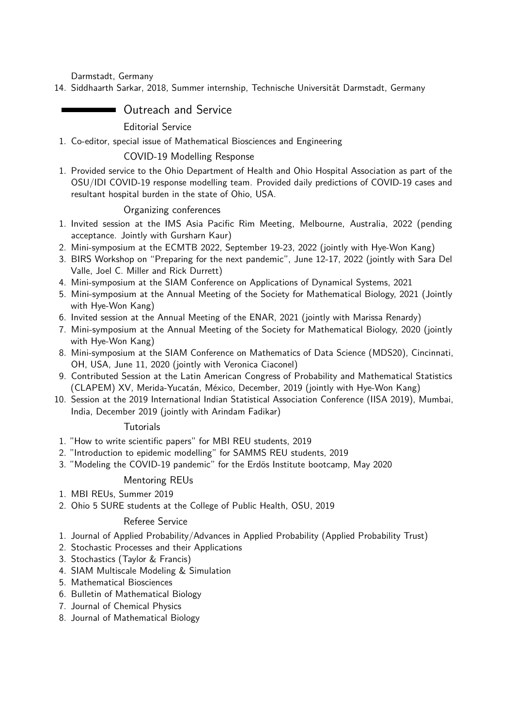Darmstadt, Germany

14. Siddhaarth Sarkar, 2018, Summer internship, Technische Universität Darmstadt, Germany

## Outreach and Service

### Editorial Service

1. Co-editor, special issue of Mathematical Biosciences and Engineering

### COVID-19 Modelling Response

1. Provided service to the Ohio Department of Health and Ohio Hospital Association as part of the OSU/IDI COVID-19 response modelling team. Provided daily predictions of COVID-19 cases and resultant hospital burden in the state of Ohio, USA.

### Organizing conferences

1. Invited session at the IMS Asia Pacific Rim Meeting, Melbourne, Australia, 2022 (pending acceptance. Jointly with Gursharn Kaur)
2. Mini-symposium at the ECMTB 2022, September 19-23, 2022 (jointly with Hye-Won Kang)
3. BIRS Workshop on "Preparing for the next pandemic", June 12-17, 2022 (jointly with Sara Del Valle, Joel C. Miller and Rick Durrett)
4. Mini-symposium at the SIAM Conference on Applications of Dynamical Systems, 2021
5. Mini-symposium at the Annual Meeting of the Society for Mathematical Biology, 2021 (Jointly with Hye-Won Kang)
6. Invited session at the Annual Meeting of the ENAR, 2021 (jointly with Marissa Renardy)
7. Mini-symposium at the Annual Meeting of the Society for Mathematical Biology, 2020 (jointly with Hye-Won Kang)
8. Mini-symposium at the SIAM Conference on Mathematics of Data Science (MDS20), Cincinnati, OH, USA, June 11, 2020 (jointly with Veronica Ciaconel)
9. Contributed Session at the Latin American Congress of Probability and Mathematical Statistics (CLAPEM) XV, Merida-Yucatán, México, December, 2019 (jointly with Hye-Won Kang)
10. Session at the 2019 International Indian Statistical Association Conference (IISA 2019), Mumbai, India, December 2019 (jointly with Arindam Fadikar)

### Tutorials

1. "How to write scientific papers" for MBI REU students, 2019
2. "Introduction to epidemic modelling" for SAMMS REU students, 2019
3. "Modeling the COVID-19 pandemic" for the Erdös Institute bootcamp, May 2020

### Mentoring REUs

1. MBI REUs, Summer 2019
2. Ohio 5 SURE students at the College of Public Health, OSU, 2019

### Referee Service

1. Journal of Applied Probability/Advances in Applied Probability (Applied Probability Trust)
2. Stochastic Processes and their Applications
3. Stochastics (Taylor & Francis)
4. SIAM Multiscale Modeling & Simulation
5. Mathematical Biosciences
6. Bulletin of Mathematical Biology
7. Journal of Chemical Physics
8. Journal of Mathematical Biology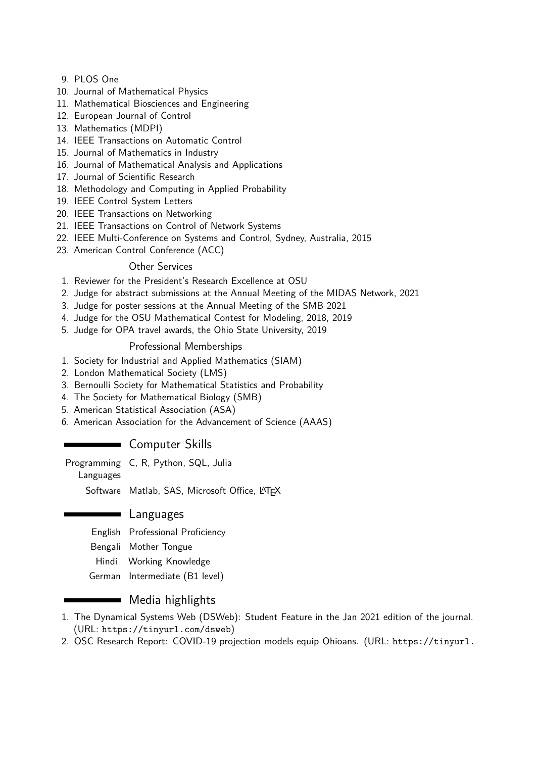9. PLOS One
10. Journal of Mathematical Physics
11. Mathematical Biosciences and Engineering
12. European Journal of Control
13. Mathematics (MDPI)
14. IEEE Transactions on Automatic Control
15. Journal of Mathematics in Industry
16. Journal of Mathematical Analysis and Applications
17. Journal of Scientific Research
18. Methodology and Computing in Applied Probability
19. IEEE Control System Letters
20. IEEE Transactions on Networking
21. IEEE Transactions on Control of Network Systems
22. IEEE Multi-Conference on Systems and Control, Sydney, Australia, 2015
23. American Control Conference (ACC)

### Other Services

1. Reviewer for the President's Research Excellence at OSU
2. Judge for abstract submissions at the Annual Meeting of the MIDAS Network, 2021
3. Judge for poster sessions at the Annual Meeting of the SMB 2021
4. Judge for the OSU Mathematical Contest for Modeling, 2018, 2019
5. Judge for OPA travel awards, the Ohio State University, 2019

### Professional Memberships

1. Society for Industrial and Applied Mathematics (SIAM)
2. London Mathematical Society (LMS)
3. Bernoulli Society for Mathematical Statistics and Probability
4. The Society for Mathematical Biology (SMB)
5. American Statistical Association (ASA)
6. American Association for the Advancement of Science (AAAS)

## Computer Skills

| | |
|---|---|
| Programming Languages | C, R, Python, SQL, Julia |
| Software | Matlab, SAS, Microsoft Office, LaTeX |

## Languages

| | |
|---|---|
| English | Professional Proficiency |
| Bengali | Mother Tongue |
| Hindi | Working Knowledge |
| German | Intermediate (B1 level) |

## Media highlights

1. The Dynamical Systems Web (DSWeb): Student Feature in the Jan 2021 edition of the journal. (URL: `https://tinyurl.com/dsweb`)
2. OSC Research Report: COVID-19 projection models equip Ohioans. (URL: `https://tinyurl.`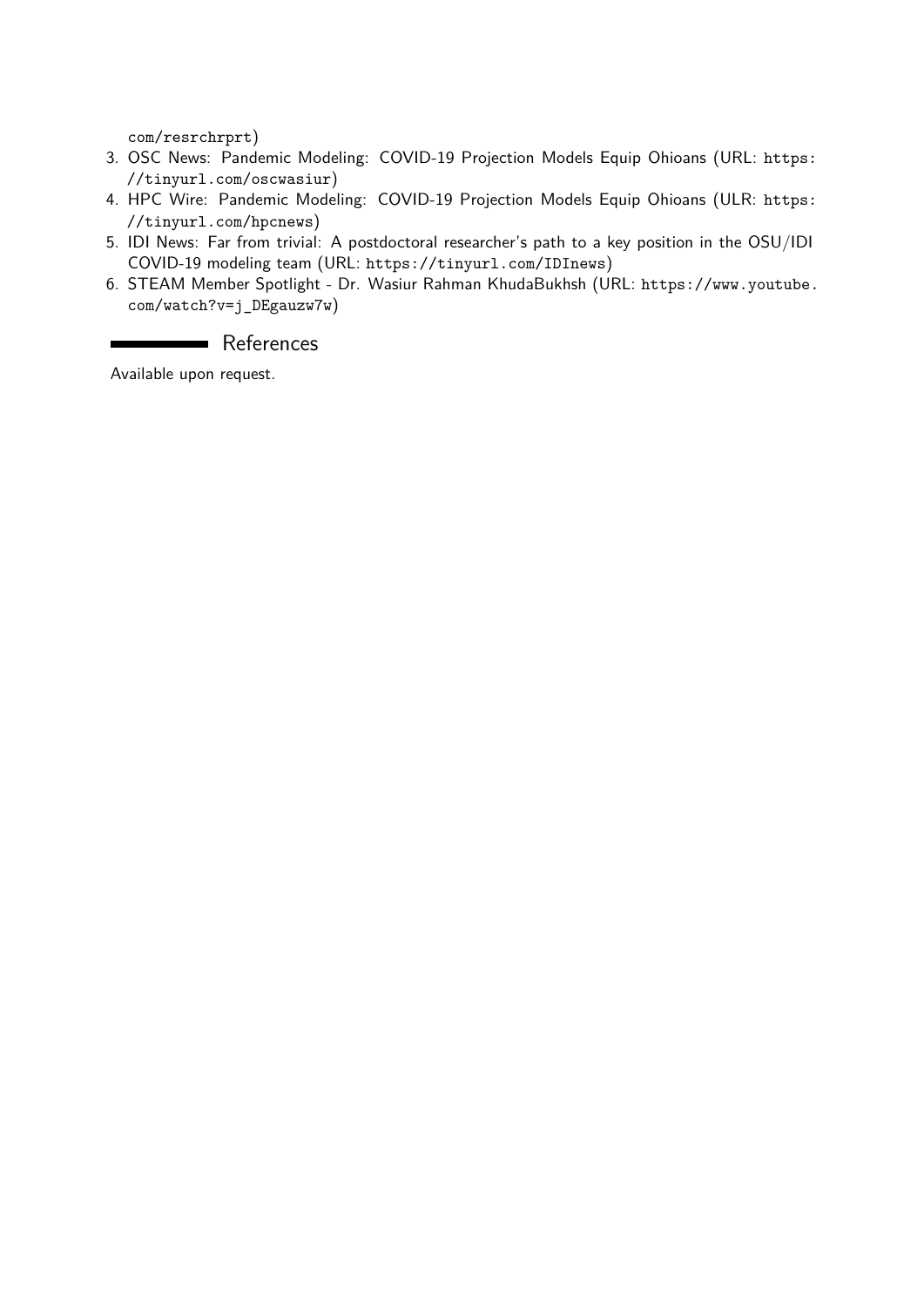com/resrchrprt)

3. OSC News: Pandemic Modeling: COVID-19 Projection Models Equip Ohioans (URL: https://tinyurl.com/oscwasiur)
4. HPC Wire: Pandemic Modeling: COVID-19 Projection Models Equip Ohioans (ULR: https://tinyurl.com/hpcnews)
5. IDI News: Far from trivial: A postdoctoral researcher's path to a key position in the OSU/IDI COVID-19 modeling team (URL: https://tinyurl.com/IDInews)
6. STEAM Member Spotlight - Dr. Wasiur Rahman KhudaBukhsh (URL: https://www.youtube.com/watch?v=j_DEgauzw7w)

## References

Available upon request.